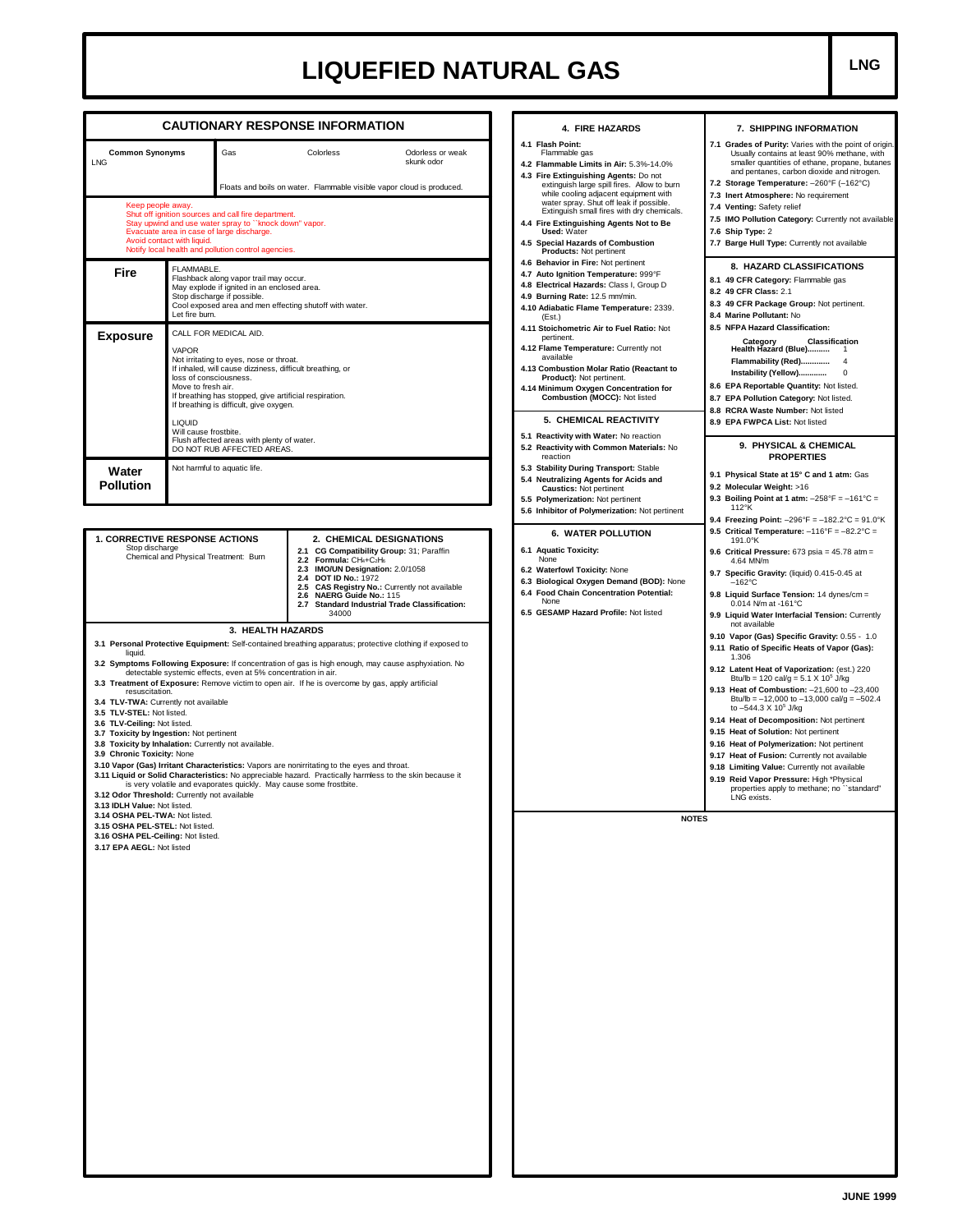# LIQUEFIED NATURAL GAS

**LNG**

## CAUTIONARY RESPONSE INFORMATION

| Common Synonyms | Gas | Colorless | Odorless or weak skunk odor |
|---|---|---|---|
| LNG | Floats and boils on water. Flammable visible vapor cloud is produced. | | |

Keep people away.
Shut off ignition sources and call fire department.
Stay upwind and use water spray to ``knock down'' vapor.
Evacuate area in case of large discharge.
Avoid contact with liquid.
Notify local health and pollution control agencies.

**Fire**

FLAMMABLE.
Flashback along vapor trail may occur.
May explode if ignited in an enclosed area.
Stop discharge if possible.
Cool exposed area and men effecting shutoff with water.
Let fire burn.

**Exposure**

CALL FOR MEDICAL AID.

VAPOR
Not irritating to eyes, nose or throat.
If inhaled, will cause dizziness, difficult breathing, or loss of consciousness.
Move to fresh air.
If breathing has stopped, give artificial respiration.
If breathing is difficult, give oxygen.

LIQUID
Will cause frostbite.
Flush affected areas with plenty of water.
DO NOT RUB AFFECTED AREAS.

**Water Pollution**

Not harmful to aquatic life.

### 1. CORRECTIVE RESPONSE ACTIONS

Stop discharge
Chemical and Physical Treatment: Burn

### 2. CHEMICAL DESIGNATIONS

**2.1 CG Compatibility Group:** 31; Paraffin
**2.2 Formula:** $CH_4$+$C_2H_6$
**2.3 IMO/UN Designation:** 2.0/1058
**2.4 DOT ID No.:** 1972
**2.5 CAS Registry No.:** Currently not available
**2.6 NAERG Guide No.:** 115
**2.7 Standard Industrial Trade Classification:** 34000

### 3. HEALTH HAZARDS

**3.1 Personal Protective Equipment:** Self-contained breathing apparatus; protective clothing if exposed to liquid.
**3.2 Symptoms Following Exposure:** If concentration of gas is high enough, may cause asphyxiation. No detectable systemic effects, even at 5% concentration in air.
**3.3 Treatment of Exposure:** Remove victim to open air. If he is overcome by gas, apply artificial resuscitation.
**3.4 TLV-TWA:** Currently not available
**3.5 TLV-STEL:** Not listed.
**3.6 TLV-Ceiling:** Not listed.
**3.7 Toxicity by Ingestion:** Not pertinent
**3.8 Toxicity by Inhalation:** Currently not available.
**3.9 Chronic Toxicity:** None
**3.10 Vapor (Gas) Irritant Characteristics:** Vapors are nonirritating to the eyes and throat.
**3.11 Liquid or Solid Characteristics:** No appreciable hazard. Practically harmless to the skin because it is very volatile and evaporates quickly. May cause some frostbite.
**3.12 Odor Threshold:** Currently not available
**3.13 IDLH Value:** Not listed.
**3.14 OSHA PEL-TWA:** Not listed.
**3.15 OSHA PEL-STEL:** Not listed.
**3.16 OSHA PEL-Ceiling:** Not listed.
**3.17 EPA AEGL:** Not listed

### 4. FIRE HAZARDS

**4.1 Flash Point:** Flammable gas
**4.2 Flammable Limits in Air:** 5.3%-14.0%
**4.3 Fire Extinguishing Agents:** Do not extinguish large spill fires. Allow to burn while cooling adjacent equipment with water spray. Shut off leak if possible. Extinguish small fires with dry chemicals.
**4.4 Fire Extinguishing Agents Not to Be Used:** Water
**4.5 Special Hazards of Combustion Products:** Not pertinent
**4.6 Behavior in Fire:** Not pertinent
**4.7 Auto Ignition Temperature:** 999°F
**4.8 Electrical Hazards:** Class I, Group D
**4.9 Burning Rate:** 12.5 mm/min.
**4.10 Adiabatic Flame Temperature:** 2339. (Est.)
**4.11 Stoichometric Air to Fuel Ratio:** Not pertinent.
**4.12 Flame Temperature:** Currently not available
**4.13 Combustion Molar Ratio (Reactant to Product):** Not pertinent.
**4.14 Minimum Oxygen Concentration for Combustion (MOCC):** Not listed

### 5. CHEMICAL REACTIVITY

**5.1 Reactivity with Water:** No reaction
**5.2 Reactivity with Common Materials:** No reaction
**5.3 Stability During Transport:** Stable
**5.4 Neutralizing Agents for Acids and Caustics:** Not pertinent
**5.5 Polymerization:** Not pertinent
**5.6 Inhibitor of Polymerization:** Not pertinent

### 6. WATER POLLUTION

**6.1 Aquatic Toxicity:** None
**6.2 Waterfowl Toxicity:** None
**6.3 Biological Oxygen Demand (BOD):** None
**6.4 Food Chain Concentration Potential:** None
**6.5 GESAMP Hazard Profile:** Not listed

### 7. SHIPPING INFORMATION

**7.1 Grades of Purity:** Varies with the point of origin. Usually contains at least 90% methane, with smaller quantities of ethane, propane, butanes and pentanes, carbon dioxide and nitrogen.
**7.2 Storage Temperature:** –260°F (–162°C)
**7.3 Inert Atmosphere:** No requirement
**7.4 Venting:** Safety relief
**7.5 IMO Pollution Category:** Currently not available
**7.6 Ship Type:** 2
**7.7 Barge Hull Type:** Currently not available

### 8. HAZARD CLASSIFICATIONS

**8.1 49 CFR Category:** Flammable gas
**8.2 49 CFR Class:** 2.1
**8.3 49 CFR Package Group:** Not pertinent.
**8.4 Marine Pollutant:** No
**8.5 NFPA Hazard Classification:**

| Category | Classification |
|---|---|
| Health Hazard (Blue).......... | 1 |
| Flammability (Red)............ | 4 |
| Instability (Yellow)............. | 0 |

**8.6 EPA Reportable Quantity:** Not listed.
**8.7 EPA Pollution Category:** Not listed.
**8.8 RCRA Waste Number:** Not listed
**8.9 EPA FWPCA List:** Not listed

### 9. PHYSICAL & CHEMICAL PROPERTIES

**9.1 Physical State at 15° C and 1 atm:** Gas
**9.2 Molecular Weight:** >16
**9.3 Boiling Point at 1 atm:** –258°F = –161°C = 112°K
**9.4 Freezing Point:** –296°F = –182.2°C = 91.0°K
**9.5 Critical Temperature:** –116°F = –82.2°C = 191.0°K
**9.6 Critical Pressure:** 673 psia = 45.78 atm = 4.64 MN/m
**9.7 Specific Gravity:** (liquid) 0.415-0.45 at –162°C
**9.8 Liquid Surface Tension:** 14 dynes/cm = 0.014 N/m at -161°C
**9.9 Liquid Water Interfacial Tension:** Currently not available
**9.10 Vapor (Gas) Specific Gravity:** 0.55 - 1.0
**9.11 Ratio of Specific Heats of Vapor (Gas):** 1.306
**9.12 Latent Heat of Vaporization:** (est.) 220 Btu/lb = 120 cal/g = 5.1 X $10^5$ J/kg
**9.13 Heat of Combustion:** –21,600 to –23,400 Btu/lb = –12,000 to –13,000 cal/g = –502.4 to –544.3 X $10^5$ J/kg
**9.14 Heat of Decomposition:** Not pertinent
**9.15 Heat of Solution:** Not pertinent
**9.16 Heat of Polymerization:** Not pertinent
**9.17 Heat of Fusion:** Currently not available
**9.18 Limiting Value:** Currently not available
**9.19 Reid Vapor Pressure:** High *Physical properties apply to methane; no ``standard'' LNG exists.

### NOTES

JUNE 1999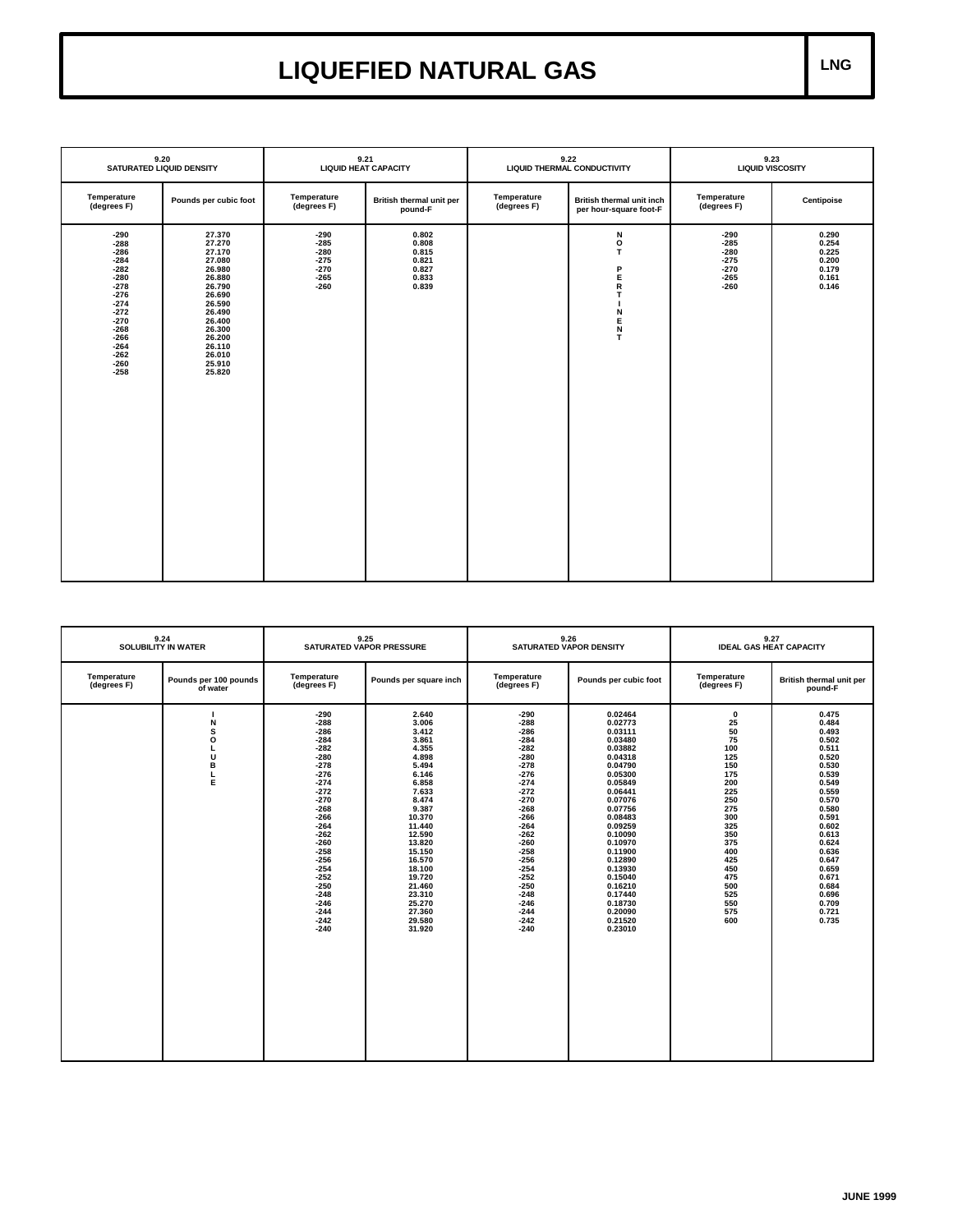# LIQUEFIED NATURAL GAS

LNG

| 9.20 SATURATED LIQUID DENSITY | | 9.21 LIQUID HEAT CAPACITY | | 9.22 LIQUID THERMAL CONDUCTIVITY | | 9.23 LIQUID VISCOSITY | |
|---|---|---|---|---|---|---|---|
| Temperature (degrees F) | Pounds per cubic foot | Temperature (degrees F) | British thermal unit per pound-F | Temperature (degrees F) | British thermal unit inch per hour-square foot-F | Temperature (degrees F) | Centipoise |
| -290 | 27.370 | -290 | 0.802 | | N O T P E R T I N E N T | -290 | 0.290 |
| -288 | 27.270 | -285 | 0.808 | | | -285 | 0.254 |
| -286 | 27.170 | -280 | 0.815 | | | -280 | 0.225 |
| -284 | 27.080 | -275 | 0.821 | | | -275 | 0.200 |
| -282 | 26.980 | -270 | 0.827 | | | -270 | 0.179 |
| -280 | 26.880 | -265 | 0.833 | | | -265 | 0.161 |
| -278 | 26.790 | -260 | 0.839 | | | -260 | 0.146 |
| -276 | 26.690 | | | | | | |
| -274 | 26.590 | | | | | | |
| -272 | 26.490 | | | | | | |
| -270 | 26.400 | | | | | | |
| -268 | 26.300 | | | | | | |
| -266 | 26.200 | | | | | | |
| -264 | 26.110 | | | | | | |
| -262 | 26.010 | | | | | | |
| -260 | 25.910 | | | | | | |
| -258 | 25.820 | | | | | | |

| 9.24 SOLUBILITY IN WATER | | 9.25 SATURATED VAPOR PRESSURE | | 9.26 SATURATED VAPOR DENSITY | | 9.27 IDEAL GAS HEAT CAPACITY | |
|---|---|---|---|---|---|---|---|
| Temperature (degrees F) | Pounds per 100 pounds of water | Temperature (degrees F) | Pounds per square inch | Temperature (degrees F) | Pounds per cubic foot | Temperature (degrees F) | British thermal unit per pound-F |
| | I N S O L U B L E | -290 | 2.640 | -290 | 0.02464 | 0 | 0.475 |
| | | -288 | 3.006 | -288 | 0.02773 | 25 | 0.484 |
| | | -286 | 3.412 | -286 | 0.03111 | 50 | 0.493 |
| | | -284 | 3.861 | -284 | 0.03480 | 75 | 0.502 |
| | | -282 | 4.355 | -282 | 0.03882 | 100 | 0.511 |
| | | -280 | 4.898 | -280 | 0.04318 | 125 | 0.520 |
| | | -278 | 5.494 | -278 | 0.04790 | 150 | 0.530 |
| | | -276 | 6.146 | -276 | 0.05300 | 175 | 0.539 |
| | | -274 | 6.858 | -274 | 0.05849 | 200 | 0.549 |
| | | -272 | 7.633 | -272 | 0.06441 | 225 | 0.559 |
| | | -270 | 8.474 | -270 | 0.07076 | 250 | 0.570 |
| | | -268 | 9.387 | -268 | 0.07756 | 275 | 0.580 |
| | | -266 | 10.370 | -266 | 0.08483 | 300 | 0.591 |
| | | -264 | 11.440 | -264 | 0.09259 | 325 | 0.602 |
| | | -262 | 12.590 | -262 | 0.10090 | 350 | 0.613 |
| | | -260 | 13.820 | -260 | 0.10970 | 375 | 0.624 |
| | | -258 | 15.150 | -258 | 0.11900 | 400 | 0.636 |
| | | -256 | 16.570 | -256 | 0.12890 | 425 | 0.647 |
| | | -254 | 18.100 | -254 | 0.13930 | 450 | 0.659 |
| | | -252 | 19.720 | -252 | 0.15040 | 475 | 0.671 |
| | | -250 | 21.460 | -250 | 0.16210 | 500 | 0.684 |
| | | -248 | 23.310 | -248 | 0.17440 | 525 | 0.696 |
| | | -246 | 25.270 | -246 | 0.18730 | 550 | 0.709 |
| | | -244 | 27.360 | -244 | 0.20090 | 575 | 0.721 |
| | | -242 | 29.580 | -242 | 0.21520 | 600 | 0.735 |
| | | -240 | 31.920 | -240 | 0.23010 | | |

JUNE 1999